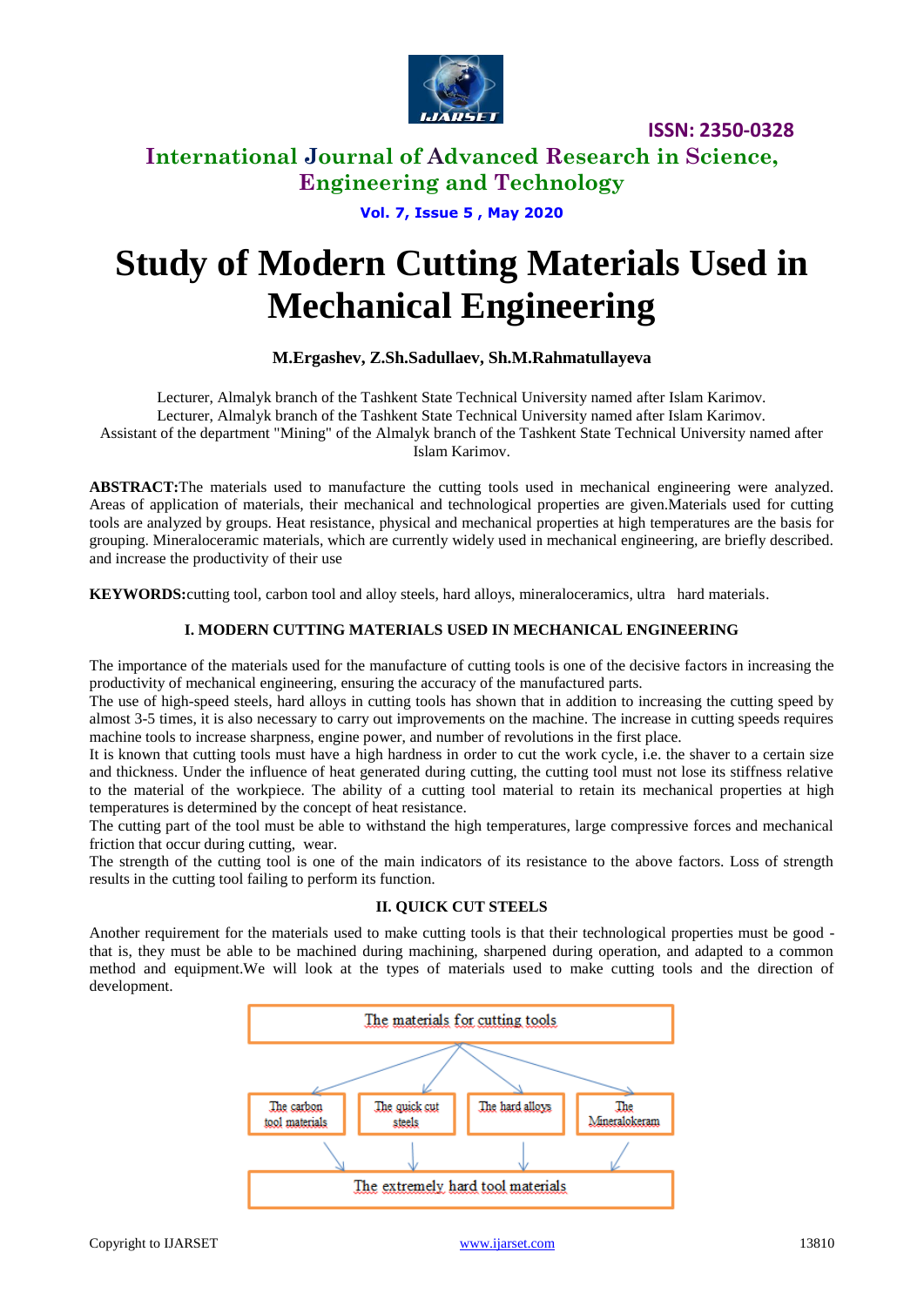# Study of Modern Cutting Materials Used in Mechanical Engineering

**M.Ergashev, Z.Sh.Sadullaev, Sh.M.Rahmatullayeva**

Lecturer, Almalyk branch of the Tashkent State Technical University named after Islam Karimov.
Lecturer, Almalyk branch of the Tashkent State Technical University named after Islam Karimov.
Assistant of the department "Mining" of the Almalyk branch of the Tashkent State Technical University named after Islam Karimov.

**ABSTRACT:**The materials used to manufacture the cutting tools used in mechanical engineering were analyzed. Areas of application of materials, their mechanical and technological properties are given.Materials used for cutting tools are analyzed by groups. Heat resistance, physical and mechanical properties at high temperatures are the basis for grouping. Mineraloceramic materials, which are currently widely used in mechanical engineering, are briefly described. and increase the productivity of their use

**KEYWORDS:**cutting tool, carbon tool and alloy steels, hard alloys, mineraloceramics, ultra hard materials.

## I. MODERN CUTTING MATERIALS USED IN MECHANICAL ENGINEERING

The importance of the materials used for the manufacture of cutting tools is one of the decisive factors in increasing the productivity of mechanical engineering, ensuring the accuracy of the manufactured parts.
The use of high-speed steels, hard alloys in cutting tools has shown that in addition to increasing the cutting speed by almost 3-5 times, it is also necessary to carry out improvements on the machine. The increase in cutting speeds requires machine tools to increase sharpness, engine power, and number of revolutions in the first place.
It is known that cutting tools must have a high hardness in order to cut the work cycle, i.e. the shaver to a certain size and thickness. Under the influence of heat generated during cutting, the cutting tool must not lose its stiffness relative to the material of the workpiece. The ability of a cutting tool material to retain its mechanical properties at high temperatures is determined by the concept of heat resistance.
The cutting part of the tool must be able to withstand the high temperatures, large compressive forces and mechanical friction that occur during cutting, wear.
The strength of the cutting tool is one of the main indicators of its resistance to the above factors. Loss of strength results in the cutting tool failing to perform its function.

## II. QUICK CUT STEELS

Another requirement for the materials used to make cutting tools is that their technological properties must be good - that is, they must be able to be machined during machining, sharpened during operation, and adapted to a common method and equipment.We will look at the types of materials used to make cutting tools and the direction of development.

The materials for cutting tools

The carbon tool materials | The quick cut steels | The hard alloys | The Mineralokeram

The extremely hard tool materials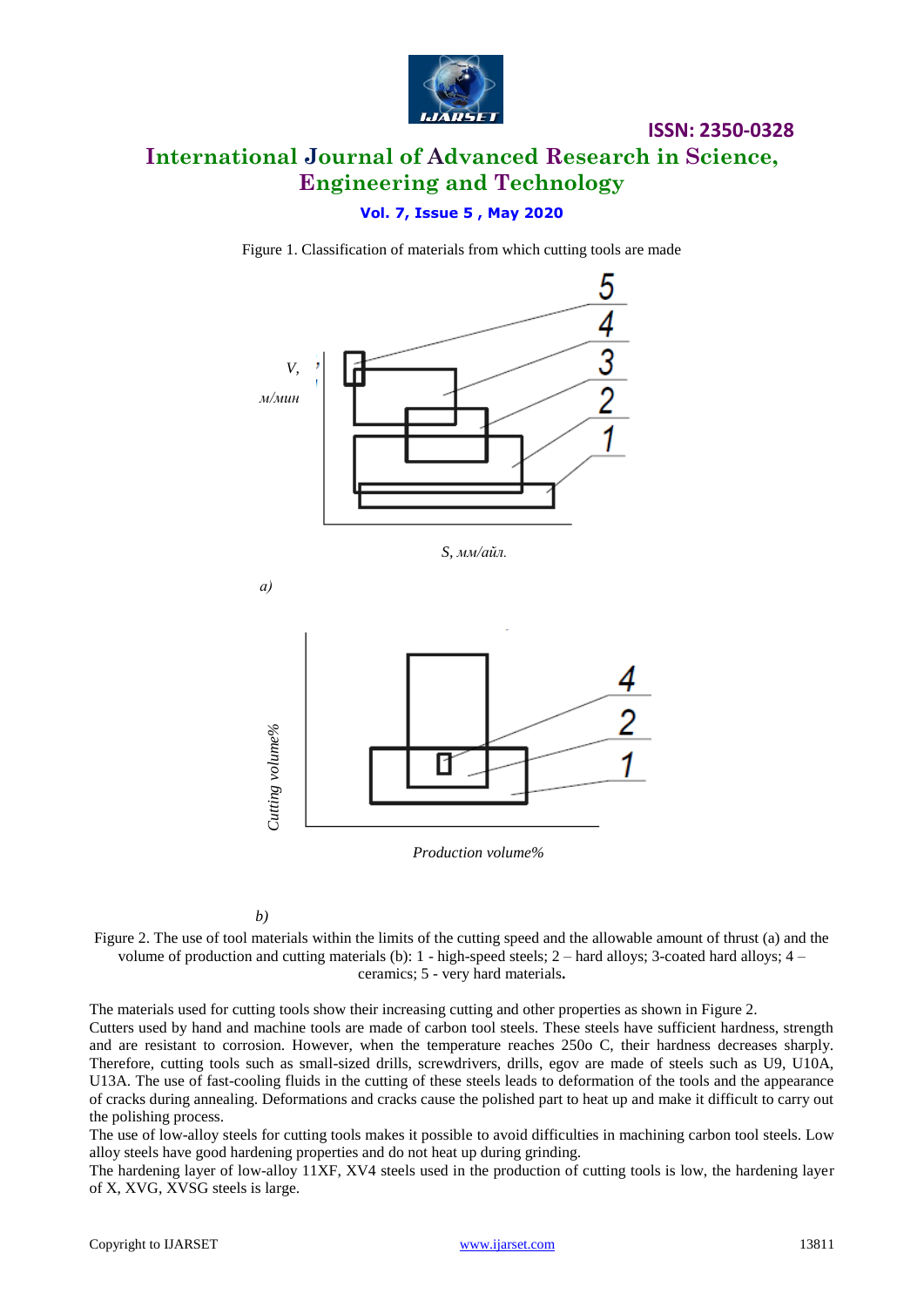Figure 1. Classification of materials from which cutting tools are made

a)

b)

Figure 2. The use of tool materials within the limits of the cutting speed and the allowable amount of thrust (a) and the volume of production and cutting materials (b): 1 - high-speed steels; 2 – hard alloys; 3-coated hard alloys; 4 – ceramics; 5 - very hard materials.

The materials used for cutting tools show their increasing cutting and other properties as shown in Figure 2.
Cutters used by hand and machine tools are made of carbon tool steels. These steels have sufficient hardness, strength and are resistant to corrosion. However, when the temperature reaches 250o C, their hardness decreases sharply. Therefore, cutting tools such as small-sized drills, screwdrivers, drills, egov are made of steels such as U9, U10A, U13A. The use of fast-cooling fluids in the cutting of these steels leads to deformation of the tools and the appearance of cracks during annealing. Deformations and cracks cause the polished part to heat up and make it difficult to carry out the polishing process.
The use of low-alloy steels for cutting tools makes it possible to avoid difficulties in machining carbon tool steels. Low alloy steels have good hardening properties and do not heat up during grinding.
The hardening layer of low-alloy 11XF, XV4 steels used in the production of cutting tools is low, the hardening layer of X, XVG, XVSG steels is large.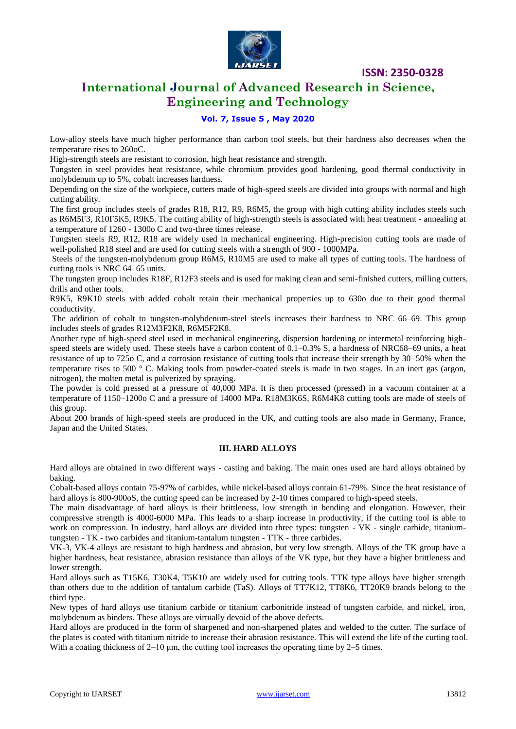Low-alloy steels have much higher performance than carbon tool steels, but their hardness also decreases when the temperature rises to 260oC.

High-strength steels are resistant to corrosion, high heat resistance and strength.

Tungsten in steel provides heat resistance, while chromium provides good hardening, good thermal conductivity in molybdenum up to 5%, cobalt increases hardness.

Depending on the size of the workpiece, cutters made of high-speed steels are divided into groups with normal and high cutting ability.

The first group includes steels of grades R18, R12, R9, R6M5, the group with high cutting ability includes steels such as R6M5F3, R10F5K5, R9K5. The cutting ability of high-strength steels is associated with heat treatment - annealing at a temperature of 1260 - 1300o C and two-three times release.

Tungsten steels R9, R12, R18 are widely used in mechanical engineering. High-precision cutting tools are made of well-polished R18 steel and are used for cutting steels with a strength of 900 - 1000MPa.

Steels of the tungsten-molybdenum group R6M5, R10M5 are used to make all types of cutting tools. The hardness of cutting tools is NRC 64–65 units.

The tungsten group includes R18F, R12F3 steels and is used for making clean and semi-finished cutters, milling cutters, drills and other tools.

R9K5, R9K10 steels with added cobalt retain their mechanical properties up to 630o due to their good thermal conductivity.

The addition of cobalt to tungsten-molybdenum-steel steels increases their hardness to NRC 66–69. This group includes steels of grades R12M3F2K8, R6M5F2K8.

Another type of high-speed steel used in mechanical engineering, dispersion hardening or intermetal reinforcing high-speed steels are widely used. These steels have a carbon content of 0.1–0.3% S, a hardness of NRC68–69 units, a heat resistance of up to 725o C, and a corrosion resistance of cutting tools that increase their strength by 30–50% when the temperature rises to 500 ° C. Making tools from powder-coated steels is made in two stages. In an inert gas (argon, nitrogen), the molten metal is pulverized by spraying.

The powder is cold pressed at a pressure of 40,000 MPa. It is then processed (pressed) in a vacuum container at a temperature of 1150–1200o C and a pressure of 14000 MPa. R18M3K6S, R6M4K8 cutting tools are made of steels of this group.

About 200 brands of high-speed steels are produced in the UK, and cutting tools are also made in Germany, France, Japan and the United States.

## III. HARD ALLOYS

Hard alloys are obtained in two different ways - casting and baking. The main ones used are hard alloys obtained by baking.

Cobalt-based alloys contain 75-97% of carbides, while nickel-based alloys contain 61-79%. Since the heat resistance of hard alloys is 800-900oS, the cutting speed can be increased by 2-10 times compared to high-speed steels.

The main disadvantage of hard alloys is their brittleness, low strength in bending and elongation. However, their compressive strength is 4000-6000 MPa. This leads to a sharp increase in productivity, if the cutting tool is able to work on compression. In industry, hard alloys are divided into three types: tungsten - VK - single carbide, titanium-tungsten - TK - two carbides and titanium-tantalum tungsten - TTK - three carbides.

VK-3, VK-4 alloys are resistant to high hardness and abrasion, but very low strength. Alloys of the TK group have a higher hardness, heat resistance, abrasion resistance than alloys of the VK type, but they have a higher brittleness and lower strength.

Hard alloys such as T15K6, T30K4, T5K10 are widely used for cutting tools. TTK type alloys have higher strength than others due to the addition of tantalum carbide (TaS). Alloys of TT7K12, TT8K6, TT20K9 brands belong to the third type.

New types of hard alloys use titanium carbide or titanium carbonitride instead of tungsten carbide, and nickel, iron, molybdenum as binders. These alloys are virtually devoid of the above defects.

Hard alloys are produced in the form of sharpened and non-sharpened plates and welded to the cutter. The surface of the plates is coated with titanium nitride to increase their abrasion resistance. This will extend the life of the cutting tool. With a coating thickness of 2–10 μm, the cutting tool increases the operating time by 2–5 times.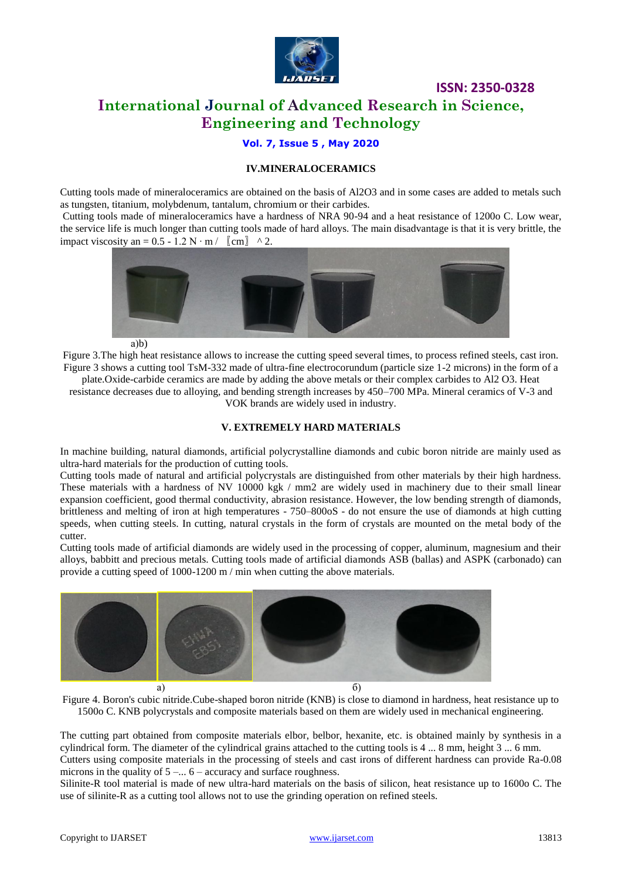## IV.MINERALOCERAMICS

Cutting tools made of mineraloceramics are obtained on the basis of $Al_2O_3$ and in some cases are added to metals such as tungsten, titanium, molybdenum, tantalum, chromium or their carbides.

Cutting tools made of mineraloceramics have a hardness of NRA 90-94 and a heat resistance of 1200o C. Low wear, the service life is much longer than cutting tools made of hard alloys. The main disadvantage is that it is very brittle, the impact viscosity an = 0.5 - 1.2 N · m / 〖cm〗 ^2.

a)b)

Figure 3.The high heat resistance allows to increase the cutting speed several times, to process refined steels, cast iron. Figure 3 shows a cutting tool TsM-332 made of ultra-fine electrocorundum (particle size 1-2 microns) in the form of a plate.Oxide-carbide ceramics are made by adding the above metals or their complex carbides to Al2 O3. Heat resistance decreases due to alloying, and bending strength increases by 450–700 MPa. Mineral ceramics of V-3 and VOK brands are widely used in industry.

## V. EXTREMELY HARD MATERIALS

In machine building, natural diamonds, artificial polycrystalline diamonds and cubic boron nitride are mainly used as ultra-hard materials for the production of cutting tools.

Cutting tools made of natural and artificial polycrystals are distinguished from other materials by their high hardness. These materials with a hardness of NV 10000 kgk / mm2 are widely used in machinery due to their small linear expansion coefficient, good thermal conductivity, abrasion resistance. However, the low bending strength of diamonds, brittleness and melting of iron at high temperatures - 750–800oS - do not ensure the use of diamonds at high cutting speeds, when cutting steels. In cutting, natural crystals in the form of crystals are mounted on the metal body of the cutter.

Cutting tools made of artificial diamonds are widely used in the processing of copper, aluminum, magnesium and their alloys, babbitt and precious metals. Cutting tools made of artificial diamonds ASB (ballas) and ASPK (carbonado) can provide a cutting speed of 1000-1200 m / min when cutting the above materials.

a) б)

Figure 4. Boron's cubic nitride.Cube-shaped boron nitride (KNB) is close to diamond in hardness, heat resistance up to 1500o C. KNB polycrystals and composite materials based on them are widely used in mechanical engineering.

The cutting part obtained from composite materials elbor, belbor, hexanite, etc. is obtained mainly by synthesis in a cylindrical form. The diameter of the cylindrical grains attached to the cutting tools is 4 ... 8 mm, height 3 ... 6 mm.

Cutters using composite materials in the processing of steels and cast irons of different hardness can provide Ra-0.08 microns in the quality of 5 –... 6 – accuracy and surface roughness.

Silinite-R tool material is made of new ultra-hard materials on the basis of silicon, heat resistance up to 1600o C. The use of silinite-R as a cutting tool allows not to use the grinding operation on refined steels.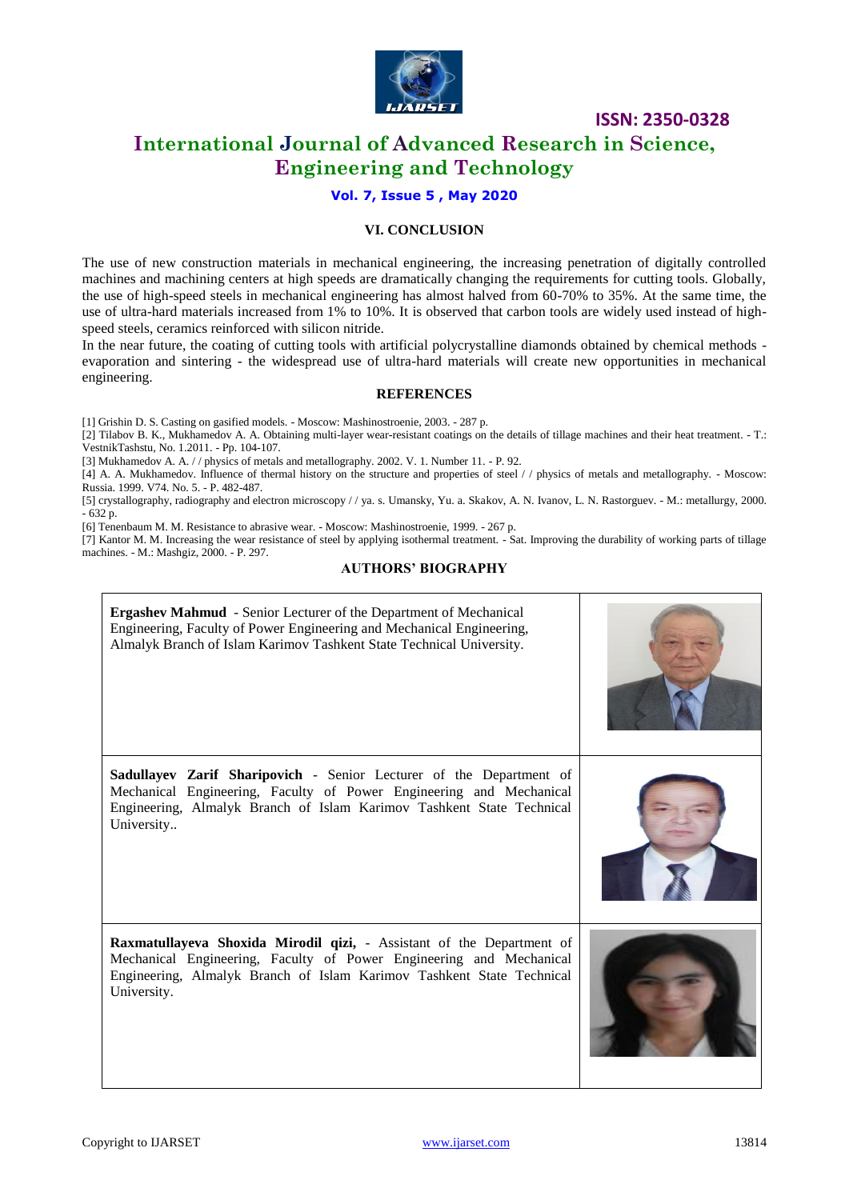## VI. CONCLUSION

The use of new construction materials in mechanical engineering, the increasing penetration of digitally controlled machines and machining centers at high speeds are dramatically changing the requirements for cutting tools. Globally, the use of high-speed steels in mechanical engineering has almost halved from 60-70% to 35%. At the same time, the use of ultra-hard materials increased from 1% to 10%. It is observed that carbon tools are widely used instead of high-speed steels, ceramics reinforced with silicon nitride.

In the near future, the coating of cutting tools with artificial polycrystalline diamonds obtained by chemical methods - evaporation and sintering - the widespread use of ultra-hard materials will create new opportunities in mechanical engineering.

## REFERENCES

[1] Grishin D. S. Casting on gasified models. - Moscow: Mashinostroenie, 2003. - 287 p.

[2] Tilabov B. K., Mukhamedov A. A. Obtaining multi-layer wear-resistant coatings on the details of tillage machines and their heat treatment. - T.: VestnikTashstu, No. 1.2011. - Pp. 104-107.

[3] Mukhamedov A. A. / / physics of metals and metallography. 2002. V. 1. Number 11. - P. 92.

[4] A. A. Mukhamedov. Influence of thermal history on the structure and properties of steel / / physics of metals and metallography. - Moscow: Russia. 1999. V74. No. 5. - P. 482-487.

[5] crystallography, radiography and electron microscopy / / ya. s. Umansky, Yu. a. Skakov, A. N. Ivanov, L. N. Rastorguev. - M.: metallurgy, 2000. - 632 p.

[6] Tenenbaum M. M. Resistance to abrasive wear. - Moscow: Mashinostroenie, 1999. - 267 p.

[7] Kantor M. M. Increasing the wear resistance of steel by applying isothermal treatment. - Sat. Improving the durability of working parts of tillage machines. - M.: Mashgiz, 2000. - P. 297.

## AUTHORS' BIOGRAPHY

**Ergashev Mahmud** - Senior Lecturer of the Department of Mechanical Engineering, Faculty of Power Engineering and Mechanical Engineering, Almalyk Branch of Islam Karimov Tashkent State Technical University.

**Sadullayev Zarif Sharipovich** - Senior Lecturer of the Department of Mechanical Engineering, Faculty of Power Engineering and Mechanical Engineering, Almalyk Branch of Islam Karimov Tashkent State Technical University..

**Raxmatullayeva Shoxida Mirodil qizi,** - Assistant of the Department of Mechanical Engineering, Faculty of Power Engineering and Mechanical Engineering, Almalyk Branch of Islam Karimov Tashkent State Technical University.